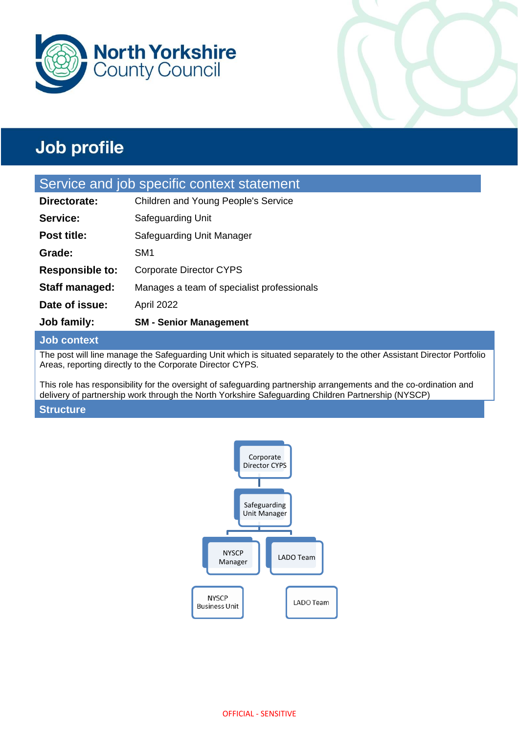North Yorkshire County Council

# Job profile

## Service and job specific context statement

| | |
|---|---|
| **Directorate:** | Children and Young People's Service |
| **Service:** | Safeguarding Unit |
| **Post title:** | Safeguarding Unit Manager |
| **Grade:** | SM1 |
| **Responsible to:** | Corporate Director CYPS |
| **Staff managed:** | Manages a team of specialist professionals |
| **Date of issue:** | April 2022 |
| **Job family:** | **SM - Senior Management** |

### Job context

The post will line manage the Safeguarding Unit which is situated separately to the other Assistant Director Portfolio Areas, reporting directly to the Corporate Director CYPS.

This role has responsibility for the oversight of safeguarding partnership arrangements and the co-ordination and delivery of partnership work through the North Yorkshire Safeguarding Children Partnership (NYSCP)

### Structure

Corporate Director CYPS

Safeguarding Unit Manager

NYSCP Manager

LADO Team

NYSCP Business Unit

LADO Team

OFFICIAL - SENSITIVE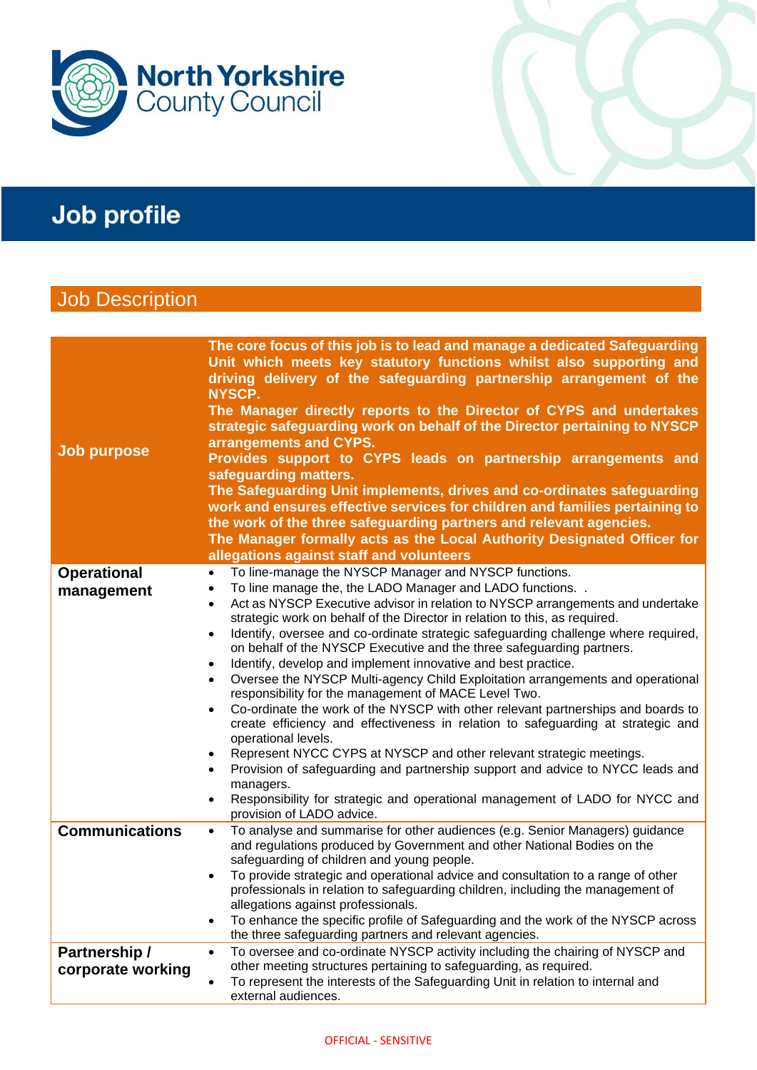# Job profile

## Job Description

| | |
|---|---|
| **Job purpose** | **The core focus of this job is to lead and manage a dedicated Safeguarding Unit which meets key statutory functions whilst also supporting and driving delivery of the safeguarding partnership arrangement of the NYSCP.**<br>**The Manager directly reports to the Director of CYPS and undertakes strategic safeguarding work on behalf of the Director pertaining to NYSCP arrangements and CYPS.**<br>**Provides support to CYPS leads on partnership arrangements and safeguarding matters.**<br>**The Safeguarding Unit implements, drives and co-ordinates safeguarding work and ensures effective services for children and families pertaining to the work of the three safeguarding partners and relevant agencies.**<br>**The Manager formally acts as the Local Authority Designated Officer for allegations against staff and volunteers** |
| **Operational management** | • To line-manage the NYSCP Manager and NYSCP functions.<br>• To line manage the, the LADO Manager and LADO functions. .<br>• Act as NYSCP Executive advisor in relation to NYSCP arrangements and undertake strategic work on behalf of the Director in relation to this, as required.<br>• Identify, oversee and co-ordinate strategic safeguarding challenge where required, on behalf of the NYSCP Executive and the three safeguarding partners.<br>• Identify, develop and implement innovative and best practice.<br>• Oversee the NYSCP Multi-agency Child Exploitation arrangements and operational responsibility for the management of MACE Level Two.<br>• Co-ordinate the work of the NYSCP with other relevant partnerships and boards to create efficiency and effectiveness in relation to safeguarding at strategic and operational levels.<br>• Represent NYCC CYPS at NYSCP and other relevant strategic meetings.<br>• Provision of safeguarding and partnership support and advice to NYCC leads and managers.<br>• Responsibility for strategic and operational management of LADO for NYCC and provision of LADO advice. |
| **Communications** | • To analyse and summarise for other audiences (e.g. Senior Managers) guidance and regulations produced by Government and other National Bodies on the safeguarding of children and young people.<br>• To provide strategic and operational advice and consultation to a range of other professionals in relation to safeguarding children, including the management of allegations against professionals.<br>• To enhance the specific profile of Safeguarding and the work of the NYSCP across the three safeguarding partners and relevant agencies. |
| **Partnership / corporate working** | • To oversee and co-ordinate NYSCP activity including the chairing of NYSCP and other meeting structures pertaining to safeguarding, as required.<br>• To represent the interests of the Safeguarding Unit in relation to internal and external audiences. |

OFFICIAL - SENSITIVE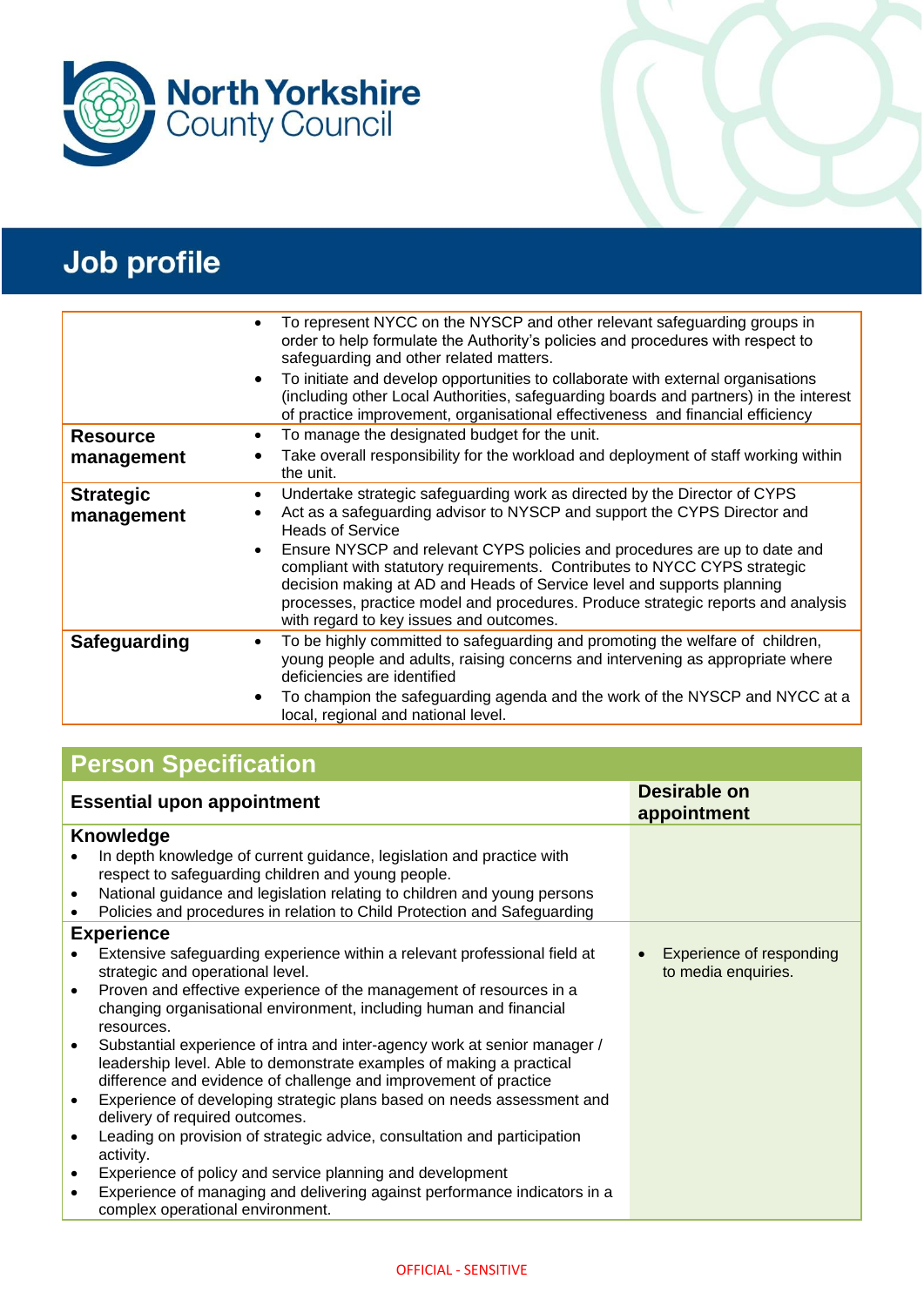North Yorkshire County Council

# Job profile

| | |
|---|---|
| | • To represent NYCC on the NYSCP and other relevant safeguarding groups in order to help formulate the Authority's policies and procedures with respect to safeguarding and other related matters.<br>• To initiate and develop opportunities to collaborate with external organisations (including other Local Authorities, safeguarding boards and partners) in the interest of practice improvement, organisational effectiveness and financial efficiency |
| **Resource management** | • To manage the designated budget for the unit.<br>• Take overall responsibility for the workload and deployment of staff working within the unit. |
| **Strategic management** | • Undertake strategic safeguarding work as directed by the Director of CYPS<br>• Act as a safeguarding advisor to NYSCP and support the CYPS Director and Heads of Service<br>• Ensure NYSCP and relevant CYPS policies and procedures are up to date and compliant with statutory requirements. Contributes to NYCC CYPS strategic decision making at AD and Heads of Service level and supports planning processes, practice model and procedures. Produce strategic reports and analysis with regard to key issues and outcomes. |
| **Safeguarding** | • To be highly committed to safeguarding and promoting the welfare of children, young people and adults, raising concerns and intervening as appropriate where deficiencies are identified<br>• To champion the safeguarding agenda and the work of the NYSCP and NYCC at a local, regional and national level. |

## Person Specification

| Essential upon appointment | Desirable on appointment |
|---|---|
| **Knowledge**<br>• In depth knowledge of current guidance, legislation and practice with respect to safeguarding children and young people.<br>• National guidance and legislation relating to children and young persons<br>• Policies and procedures in relation to Child Protection and Safeguarding | |
| **Experience**<br>• Extensive safeguarding experience within a relevant professional field at strategic and operational level.<br>• Proven and effective experience of the management of resources in a changing organisational environment, including human and financial resources.<br>• Substantial experience of intra and inter-agency work at senior manager / leadership level. Able to demonstrate examples of making a practical difference and evidence of challenge and improvement of practice<br>• Experience of developing strategic plans based on needs assessment and delivery of required outcomes.<br>• Leading on provision of strategic advice, consultation and participation activity.<br>• Experience of policy and service planning and development<br>• Experience of managing and delivering against performance indicators in a complex operational environment. | • Experience of responding to media enquiries. |

OFFICIAL - SENSITIVE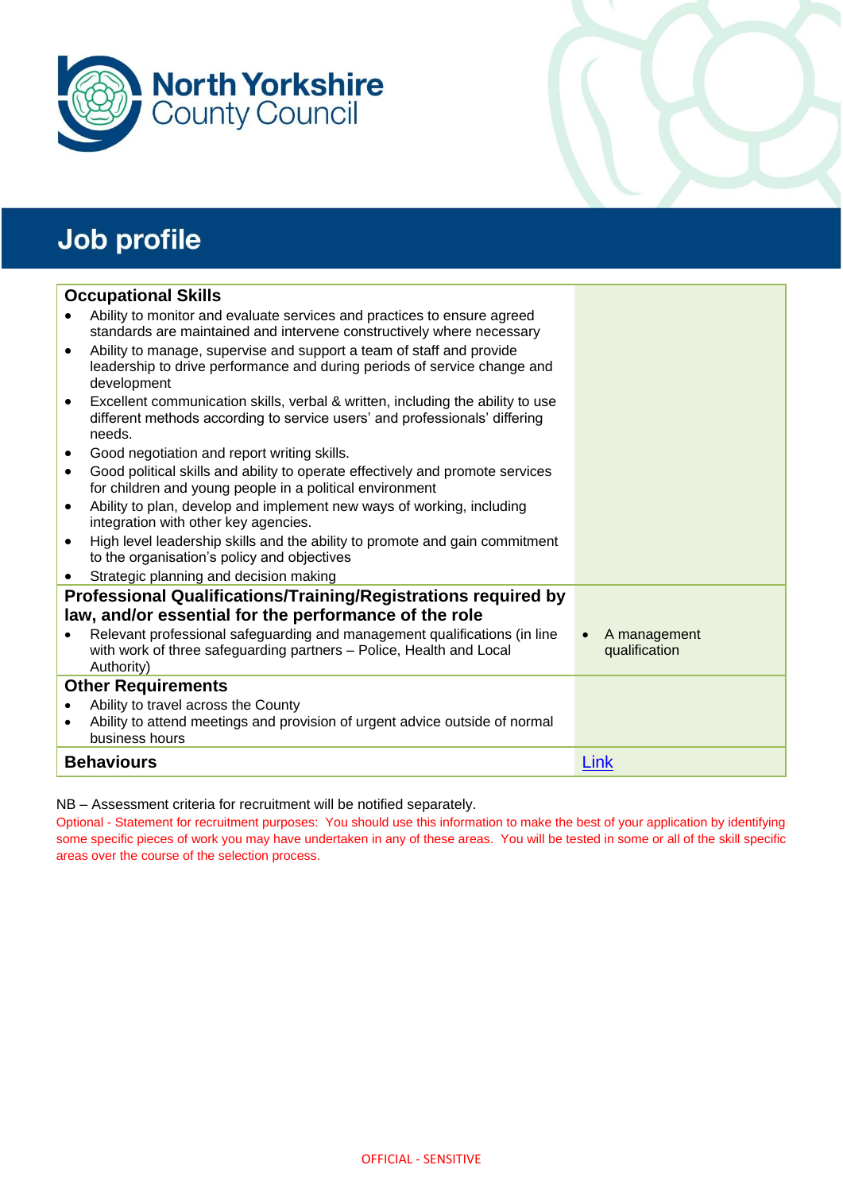North Yorkshire County Council

# Job profile

| | |
|---|---|
| **Occupational Skills**<br>• Ability to monitor and evaluate services and practices to ensure agreed standards are maintained and intervene constructively where necessary<br>• Ability to manage, supervise and support a team of staff and provide leadership to drive performance and during periods of service change and development<br>• Excellent communication skills, verbal & written, including the ability to use different methods according to service users' and professionals' differing needs.<br>• Good negotiation and report writing skills.<br>• Good political skills and ability to operate effectively and promote services for children and young people in a political environment<br>• Ability to plan, develop and implement new ways of working, including integration with other key agencies.<br>• High level leadership skills and the ability to promote and gain commitment to the organisation's policy and objectives<br>• Strategic planning and decision making | |
| **Professional Qualifications/Training/Registrations required by law, and/or essential for the performance of the role**<br>• Relevant professional safeguarding and management qualifications (in line with work of three safeguarding partners – Police, Health and Local Authority) | • A management qualification |
| **Other Requirements**<br>• Ability to travel across the County<br>• Ability to attend meetings and provision of urgent advice outside of normal business hours | |
| **Behaviours** | Link |

NB – Assessment criteria for recruitment will be notified separately.

Optional - Statement for recruitment purposes: You should use this information to make the best of your application by identifying some specific pieces of work you may have undertaken in any of these areas. You will be tested in some or all of the skill specific areas over the course of the selection process.

OFFICIAL - SENSITIVE